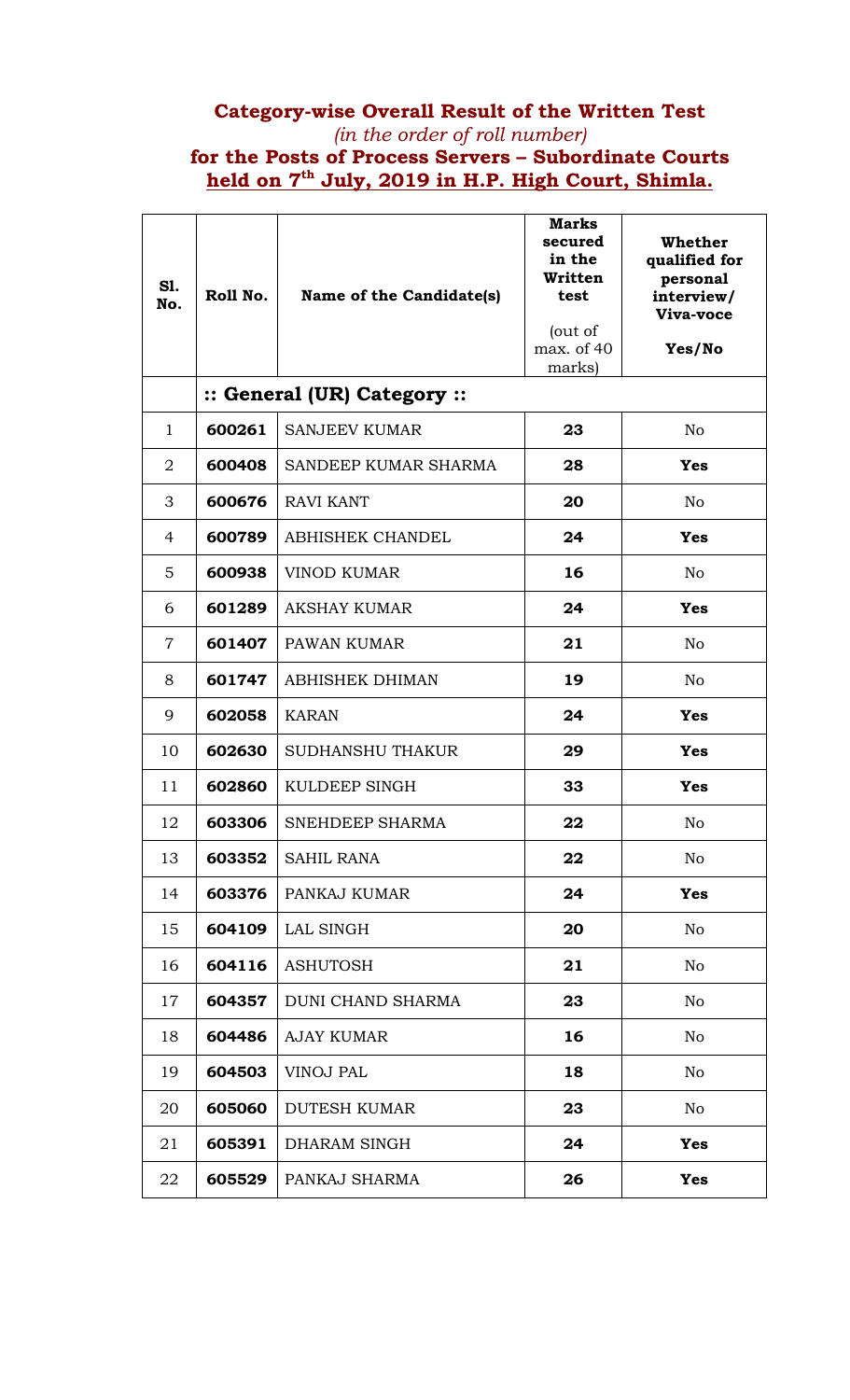## Category-wise Overall Result of the Written Test

*(in the order of roll number)*

## for the Posts of Process Servers – Subordinate Courts held on 7th July, 2019 in H.P. High Court, Shimla.

| Sl. No. | Roll No. | Name of the Candidate(s) | Marks secured in the Written test (out of max. of 40 marks) | Whether qualified for personal interview/ Viva-voce Yes/No |
|---|---|---|---|---|
| | **:: General (UR) Category ::** | | | |
| 1 | **600261** | SANJEEV KUMAR | **23** | No |
| 2 | **600408** | SANDEEP KUMAR SHARMA | **28** | **Yes** |
| 3 | **600676** | RAVI KANT | **20** | No |
| 4 | **600789** | ABHISHEK CHANDEL | **24** | **Yes** |
| 5 | **600938** | VINOD KUMAR | **16** | No |
| 6 | **601289** | AKSHAY KUMAR | **24** | **Yes** |
| 7 | **601407** | PAWAN KUMAR | **21** | No |
| 8 | **601747** | ABHISHEK DHIMAN | **19** | No |
| 9 | **602058** | KARAN | **24** | **Yes** |
| 10 | **602630** | SUDHANSHU THAKUR | **29** | **Yes** |
| 11 | **602860** | KULDEEP SINGH | **33** | **Yes** |
| 12 | **603306** | SNEHDEEP SHARMA | **22** | No |
| 13 | **603352** | SAHIL RANA | **22** | No |
| 14 | **603376** | PANKAJ KUMAR | **24** | **Yes** |
| 15 | **604109** | LAL SINGH | **20** | No |
| 16 | **604116** | ASHUTOSH | **21** | No |
| 17 | **604357** | DUNI CHAND SHARMA | **23** | No |
| 18 | **604486** | AJAY KUMAR | **16** | No |
| 19 | **604503** | VINOJ PAL | **18** | No |
| 20 | **605060** | DUTESH KUMAR | **23** | No |
| 21 | **605391** | DHARAM SINGH | **24** | **Yes** |
| 22 | **605529** | PANKAJ SHARMA | **26** | **Yes** |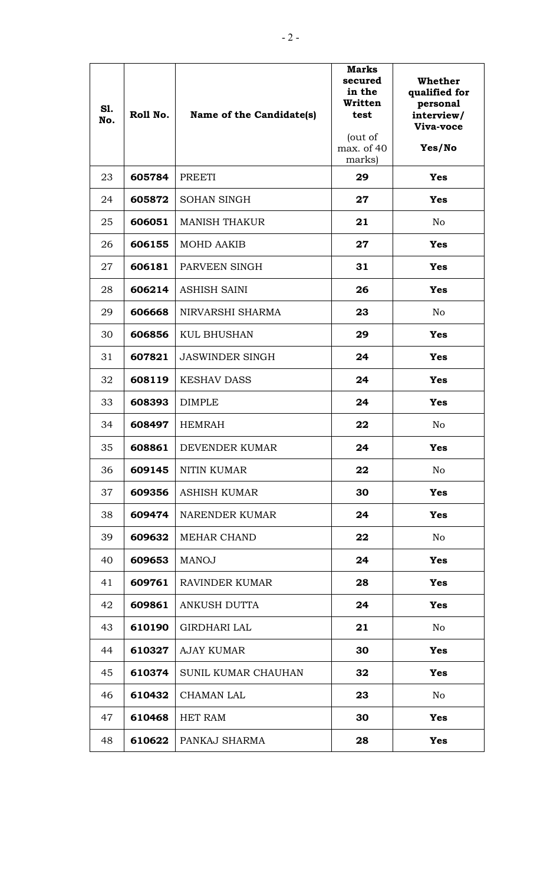| Sl. No. | Roll No. | Name of the Candidate(s) | Marks secured in the Written test (out of max. of 40 marks) | Whether qualified for personal interview/ Viva-voce Yes/No |
|---|---|---|---|---|
| 23 | **605784** | PREETI | **29** | **Yes** |
| 24 | **605872** | SOHAN SINGH | **27** | **Yes** |
| 25 | **606051** | MANISH THAKUR | **21** | No |
| 26 | **606155** | MOHD AAKIB | **27** | **Yes** |
| 27 | **606181** | PARVEEN SINGH | **31** | **Yes** |
| 28 | **606214** | ASHISH SAINI | **26** | **Yes** |
| 29 | **606668** | NIRVARSHI SHARMA | **23** | No |
| 30 | **606856** | KUL BHUSHAN | **29** | **Yes** |
| 31 | **607821** | JASWINDER SINGH | **24** | **Yes** |
| 32 | **608119** | KESHAV DASS | **24** | **Yes** |
| 33 | **608393** | DIMPLE | **24** | **Yes** |
| 34 | **608497** | HEMRAH | **22** | No |
| 35 | **608861** | DEVENDER KUMAR | **24** | **Yes** |
| 36 | **609145** | NITIN KUMAR | **22** | No |
| 37 | **609356** | ASHISH KUMAR | **30** | **Yes** |
| 38 | **609474** | NARENDER KUMAR | **24** | **Yes** |
| 39 | **609632** | MEHAR CHAND | **22** | No |
| 40 | **609653** | MANOJ | **24** | **Yes** |
| 41 | **609761** | RAVINDER KUMAR | **28** | **Yes** |
| 42 | **609861** | ANKUSH DUTTA | **24** | **Yes** |
| 43 | **610190** | GIRDHARI LAL | **21** | No |
| 44 | **610327** | AJAY KUMAR | **30** | **Yes** |
| 45 | **610374** | SUNIL KUMAR CHAUHAN | **32** | **Yes** |
| 46 | **610432** | CHAMAN LAL | **23** | No |
| 47 | **610468** | HET RAM | **30** | **Yes** |
| 48 | **610622** | PANKAJ SHARMA | **28** | **Yes** |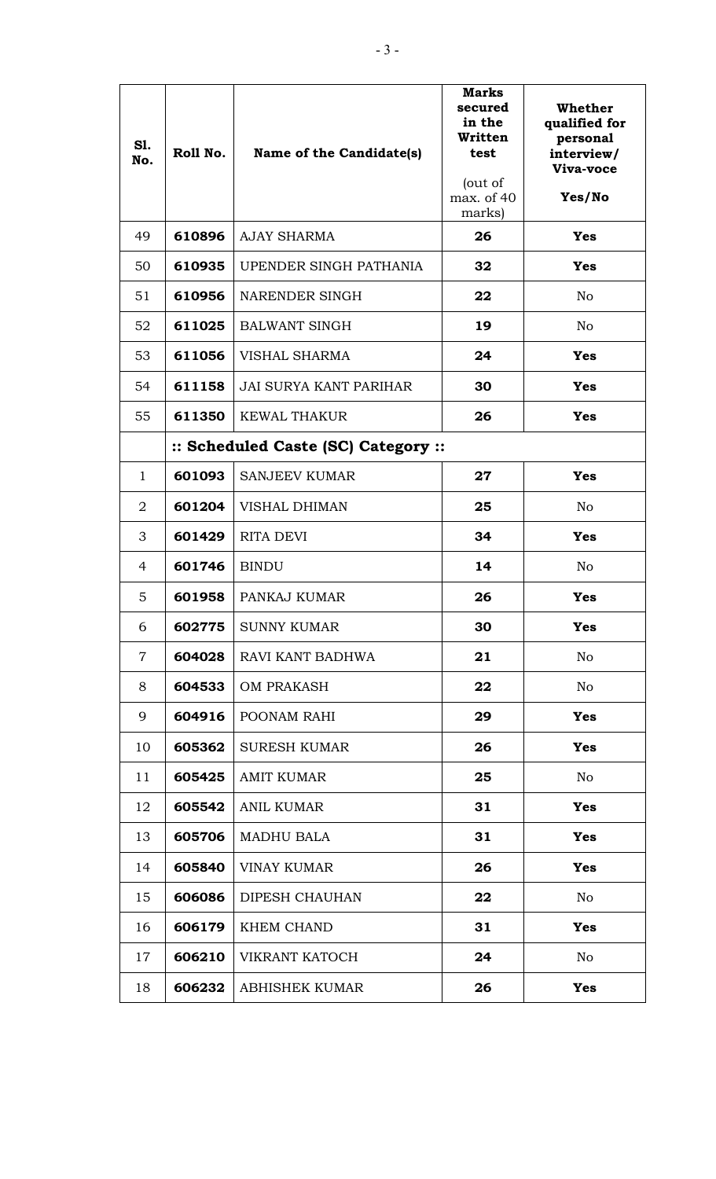| Sl. No. | Roll No. | Name of the Candidate(s) | Marks secured in the Written test (out of max. of 40 marks) | Whether qualified for personal interview/ Viva-voce Yes/No |
|---|---|---|---|---|
| 49 | **610896** | AJAY SHARMA | **26** | **Yes** |
| 50 | **610935** | UPENDER SINGH PATHANIA | **32** | **Yes** |
| 51 | **610956** | NARENDER SINGH | **22** | No |
| 52 | **611025** | BALWANT SINGH | **19** | No |
| 53 | **611056** | VISHAL SHARMA | **24** | **Yes** |
| 54 | **611158** | JAI SURYA KANT PARIHAR | **30** | **Yes** |
| 55 | **611350** | KEWAL THAKUR | **26** | **Yes** |
| | **:: Scheduled Caste (SC) Category ::** | | | |
| 1 | **601093** | SANJEEV KUMAR | **27** | **Yes** |
| 2 | **601204** | VISHAL DHIMAN | **25** | No |
| 3 | **601429** | RITA DEVI | **34** | **Yes** |
| 4 | **601746** | BINDU | **14** | No |
| 5 | **601958** | PANKAJ KUMAR | **26** | **Yes** |
| 6 | **602775** | SUNNY KUMAR | **30** | **Yes** |
| 7 | **604028** | RAVI KANT BADHWA | **21** | No |
| 8 | **604533** | OM PRAKASH | **22** | No |
| 9 | **604916** | POONAM RAHI | **29** | **Yes** |
| 10 | **605362** | SURESH KUMAR | **26** | **Yes** |
| 11 | **605425** | AMIT KUMAR | **25** | No |
| 12 | **605542** | ANIL KUMAR | **31** | **Yes** |
| 13 | **605706** | MADHU BALA | **31** | **Yes** |
| 14 | **605840** | VINAY KUMAR | **26** | **Yes** |
| 15 | **606086** | DIPESH CHAUHAN | **22** | No |
| 16 | **606179** | KHEM CHAND | **31** | **Yes** |
| 17 | **606210** | VIKRANT KATOCH | **24** | No |
| 18 | **606232** | ABHISHEK KUMAR | **26** | **Yes** |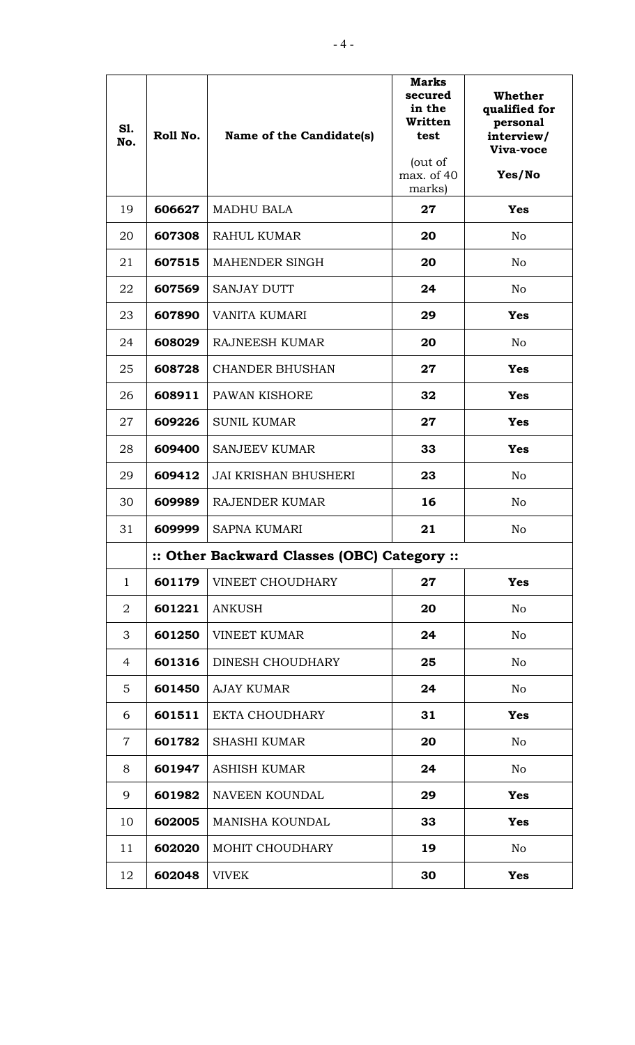| Sl. No. | Roll No. | Name of the Candidate(s) | Marks secured in the Written test (out of max. of 40 marks) | Whether qualified for personal interview/ Viva-voce Yes/No |
|---|---|---|---|---|
| 19 | **606627** | MADHU BALA | **27** | **Yes** |
| 20 | **607308** | RAHUL KUMAR | **20** | No |
| 21 | **607515** | MAHENDER SINGH | **20** | No |
| 22 | **607569** | SANJAY DUTT | **24** | No |
| 23 | **607890** | VANITA KUMARI | **29** | **Yes** |
| 24 | **608029** | RAJNEESH KUMAR | **20** | No |
| 25 | **608728** | CHANDER BHUSHAN | **27** | **Yes** |
| 26 | **608911** | PAWAN KISHORE | **32** | **Yes** |
| 27 | **609226** | SUNIL KUMAR | **27** | **Yes** |
| 28 | **609400** | SANJEEV KUMAR | **33** | **Yes** |
| 29 | **609412** | JAI KRISHAN BHUSHERI | **23** | No |
| 30 | **609989** | RAJENDER KUMAR | **16** | No |
| 31 | **609999** | SAPNA KUMARI | **21** | No |
| | **:: Other Backward Classes (OBC) Category ::** | | | |
| 1 | **601179** | VINEET CHOUDHARY | **27** | **Yes** |
| 2 | **601221** | ANKUSH | **20** | No |
| 3 | **601250** | VINEET KUMAR | **24** | No |
| 4 | **601316** | DINESH CHOUDHARY | **25** | No |
| 5 | **601450** | AJAY KUMAR | **24** | No |
| 6 | **601511** | EKTA CHOUDHARY | **31** | **Yes** |
| 7 | **601782** | SHASHI KUMAR | **20** | No |
| 8 | **601947** | ASHISH KUMAR | **24** | No |
| 9 | **601982** | NAVEEN KOUNDAL | **29** | **Yes** |
| 10 | **602005** | MANISHA KOUNDAL | **33** | **Yes** |
| 11 | **602020** | MOHIT CHOUDHARY | **19** | No |
| 12 | **602048** | VIVEK | **30** | **Yes** |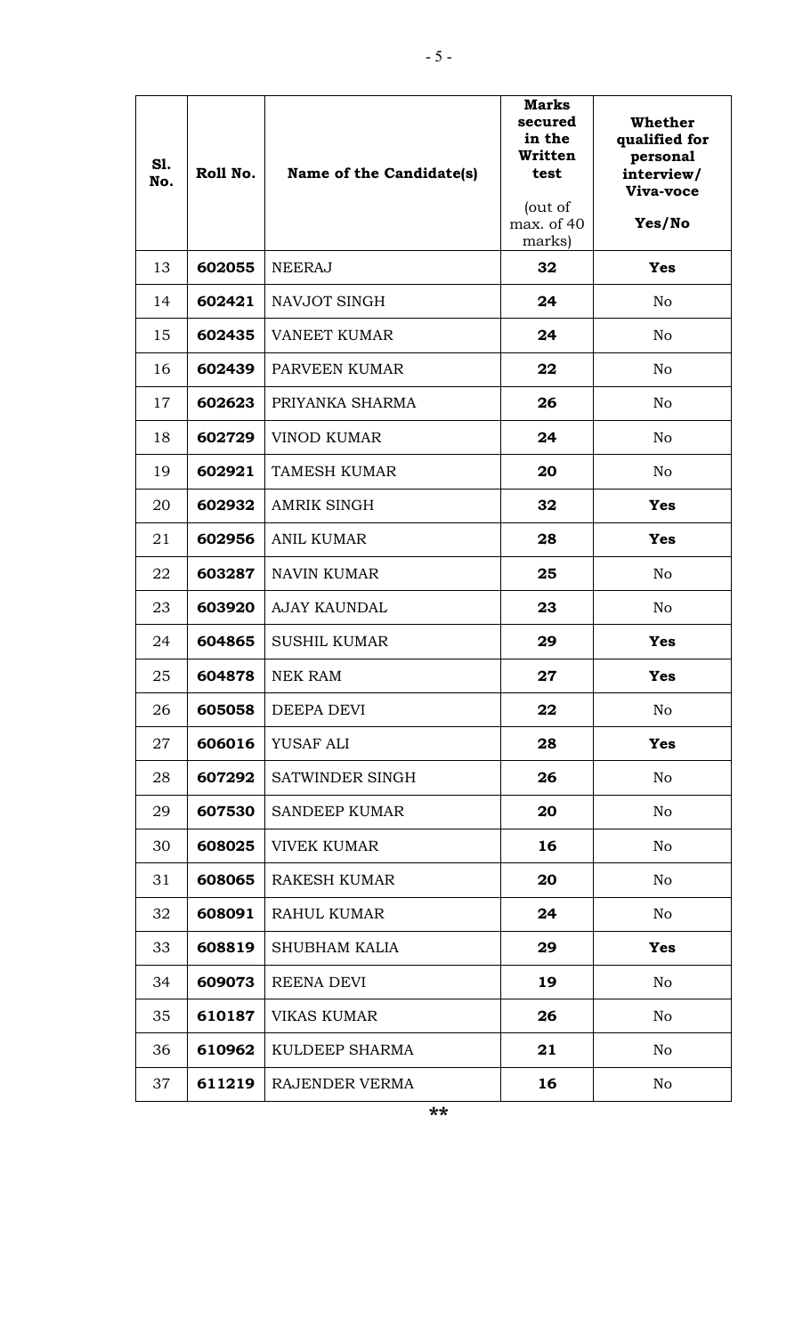| Sl. No. | Roll No. | Name of the Candidate(s) | Marks secured in the Written test (out of max. of 40 marks) | Whether qualified for personal interview/ Viva-voce Yes/No |
|---|---|---|---|---|
| 13 | **602055** | NEERAJ | **32** | **Yes** |
| 14 | **602421** | NAVJOT SINGH | **24** | No |
| 15 | **602435** | VANEET KUMAR | **24** | No |
| 16 | **602439** | PARVEEN KUMAR | **22** | No |
| 17 | **602623** | PRIYANKA SHARMA | **26** | No |
| 18 | **602729** | VINOD KUMAR | **24** | No |
| 19 | **602921** | TAMESH KUMAR | **20** | No |
| 20 | **602932** | AMRIK SINGH | **32** | **Yes** |
| 21 | **602956** | ANIL KUMAR | **28** | **Yes** |
| 22 | **603287** | NAVIN KUMAR | **25** | No |
| 23 | **603920** | AJAY KAUNDAL | **23** | No |
| 24 | **604865** | SUSHIL KUMAR | **29** | **Yes** |
| 25 | **604878** | NEK RAM | **27** | **Yes** |
| 26 | **605058** | DEEPA DEVI | **22** | No |
| 27 | **606016** | YUSAF ALI | **28** | **Yes** |
| 28 | **607292** | SATWINDER SINGH | **26** | No |
| 29 | **607530** | SANDEEP KUMAR | **20** | No |
| 30 | **608025** | VIVEK KUMAR | **16** | No |
| 31 | **608065** | RAKESH KUMAR | **20** | No |
| 32 | **608091** | RAHUL KUMAR | **24** | No |
| 33 | **608819** | SHUBHAM KALIA | **29** | **Yes** |
| 34 | **609073** | REENA DEVI | **19** | No |
| 35 | **610187** | VIKAS KUMAR | **26** | No |
| 36 | **610962** | KULDEEP SHARMA | **21** | No |
| 37 | **611219** | RAJENDER VERMA | **16** | No |

**